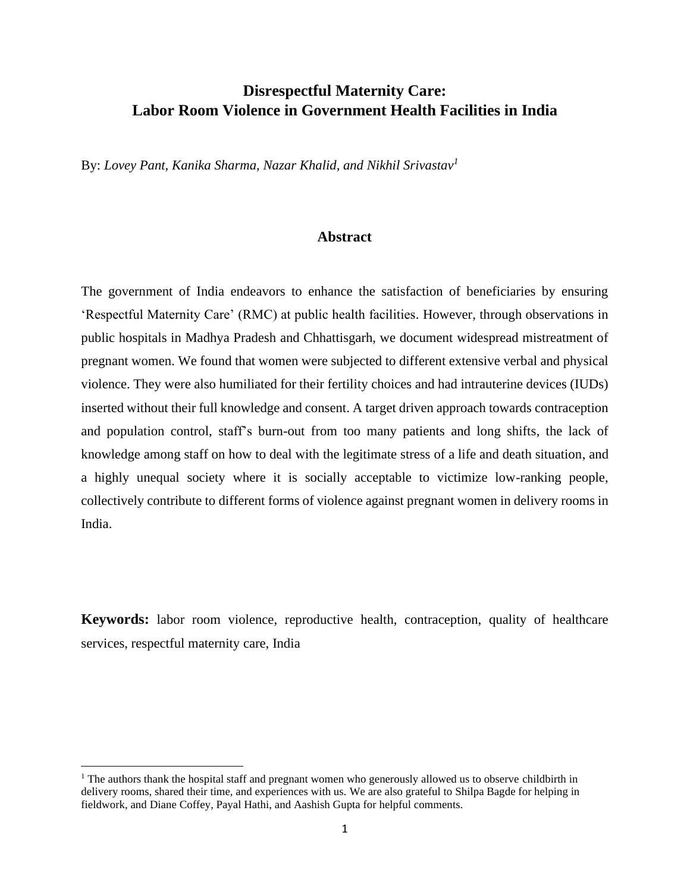# Disrespectful Maternity Care:
# Labor Room Violence in Government Health Facilities in India

By: *Lovey Pant, Kanika Sharma, Nazar Khalid, and Nikhil Srivastav*[1]

## Abstract

The government of India endeavors to enhance the satisfaction of beneficiaries by ensuring 'Respectful Maternity Care' (RMC) at public health facilities. However, through observations in public hospitals in Madhya Pradesh and Chhattisgarh, we document widespread mistreatment of pregnant women. We found that women were subjected to different extensive verbal and physical violence. They were also humiliated for their fertility choices and had intrauterine devices (IUDs) inserted without their full knowledge and consent. A target driven approach towards contraception and population control, staff's burn-out from too many patients and long shifts, the lack of knowledge among staff on how to deal with the legitimate stress of a life and death situation, and a highly unequal society where it is socially acceptable to victimize low-ranking people, collectively contribute to different forms of violence against pregnant women in delivery rooms in India.

**Keywords:** labor room violence, reproductive health, contraception, quality of healthcare services, respectful maternity care, India

[1] The authors thank the hospital staff and pregnant women who generously allowed us to observe childbirth in delivery rooms, shared their time, and experiences with us. We are also grateful to Shilpa Bagde for helping in fieldwork, and Diane Coffey, Payal Hathi, and Aashish Gupta for helpful comments.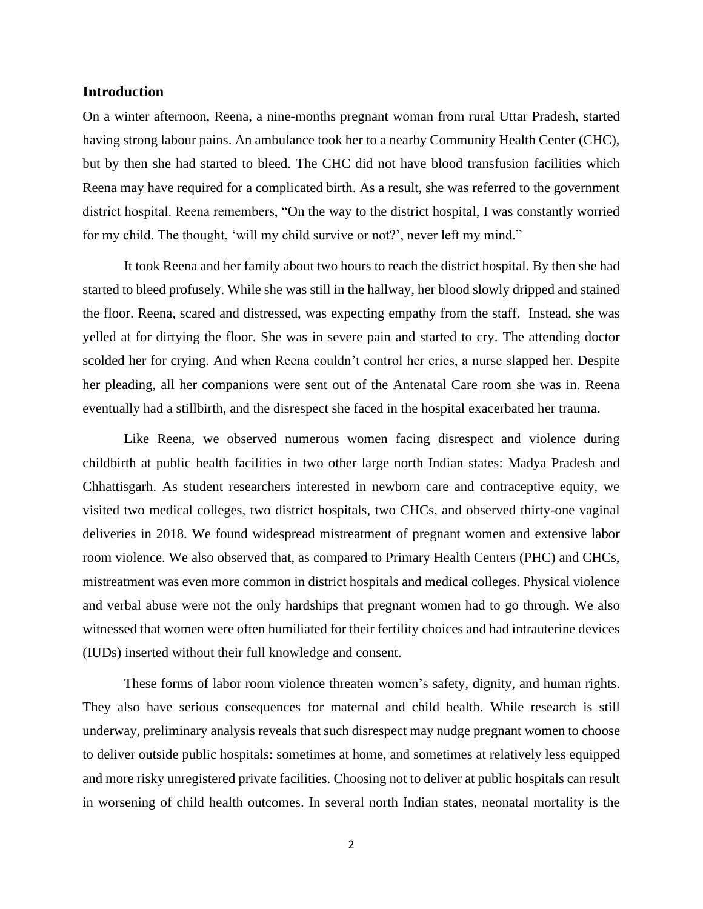## Introduction

On a winter afternoon, Reena, a nine-months pregnant woman from rural Uttar Pradesh, started having strong labour pains. An ambulance took her to a nearby Community Health Center (CHC), but by then she had started to bleed. The CHC did not have blood transfusion facilities which Reena may have required for a complicated birth. As a result, she was referred to the government district hospital. Reena remembers, "On the way to the district hospital, I was constantly worried for my child. The thought, 'will my child survive or not?', never left my mind."

It took Reena and her family about two hours to reach the district hospital. By then she had started to bleed profusely. While she was still in the hallway, her blood slowly dripped and stained the floor. Reena, scared and distressed, was expecting empathy from the staff. Instead, she was yelled at for dirtying the floor. She was in severe pain and started to cry. The attending doctor scolded her for crying. And when Reena couldn't control her cries, a nurse slapped her. Despite her pleading, all her companions were sent out of the Antenatal Care room she was in. Reena eventually had a stillbirth, and the disrespect she faced in the hospital exacerbated her trauma.

Like Reena, we observed numerous women facing disrespect and violence during childbirth at public health facilities in two other large north Indian states: Madya Pradesh and Chhattisgarh. As student researchers interested in newborn care and contraceptive equity, we visited two medical colleges, two district hospitals, two CHCs, and observed thirty-one vaginal deliveries in 2018. We found widespread mistreatment of pregnant women and extensive labor room violence. We also observed that, as compared to Primary Health Centers (PHC) and CHCs, mistreatment was even more common in district hospitals and medical colleges. Physical violence and verbal abuse were not the only hardships that pregnant women had to go through. We also witnessed that women were often humiliated for their fertility choices and had intrauterine devices (IUDs) inserted without their full knowledge and consent.

These forms of labor room violence threaten women's safety, dignity, and human rights. They also have serious consequences for maternal and child health. While research is still underway, preliminary analysis reveals that such disrespect may nudge pregnant women to choose to deliver outside public hospitals: sometimes at home, and sometimes at relatively less equipped and more risky unregistered private facilities. Choosing not to deliver at public hospitals can result in worsening of child health outcomes. In several north Indian states, neonatal mortality is the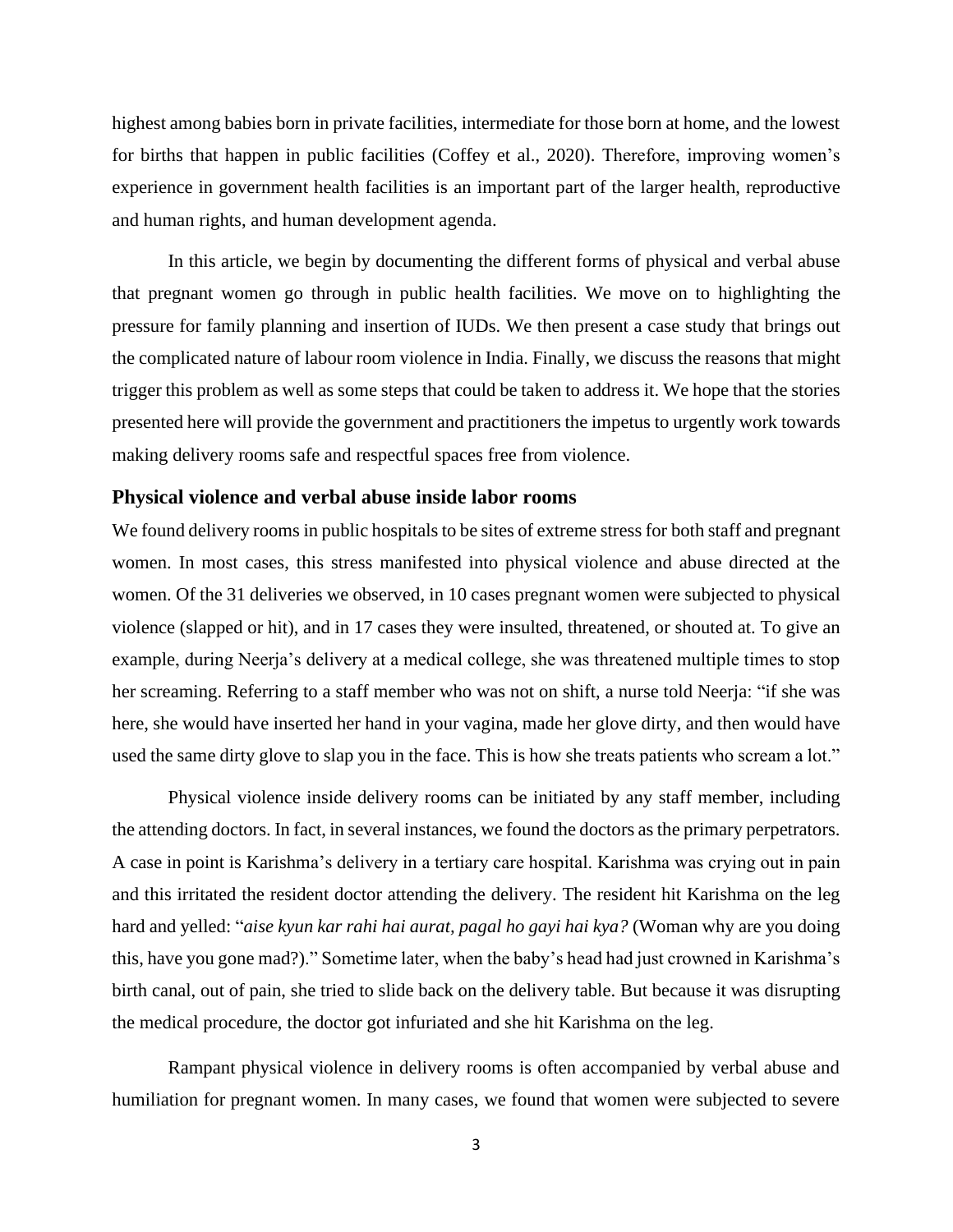highest among babies born in private facilities, intermediate for those born at home, and the lowest for births that happen in public facilities (Coffey et al., 2020). Therefore, improving women's experience in government health facilities is an important part of the larger health, reproductive and human rights, and human development agenda.

In this article, we begin by documenting the different forms of physical and verbal abuse that pregnant women go through in public health facilities. We move on to highlighting the pressure for family planning and insertion of IUDs. We then present a case study that brings out the complicated nature of labour room violence in India. Finally, we discuss the reasons that might trigger this problem as well as some steps that could be taken to address it. We hope that the stories presented here will provide the government and practitioners the impetus to urgently work towards making delivery rooms safe and respectful spaces free from violence.

## Physical violence and verbal abuse inside labor rooms

We found delivery rooms in public hospitals to be sites of extreme stress for both staff and pregnant women. In most cases, this stress manifested into physical violence and abuse directed at the women. Of the 31 deliveries we observed, in 10 cases pregnant women were subjected to physical violence (slapped or hit), and in 17 cases they were insulted, threatened, or shouted at. To give an example, during Neerja's delivery at a medical college, she was threatened multiple times to stop her screaming. Referring to a staff member who was not on shift, a nurse told Neerja: "if she was here, she would have inserted her hand in your vagina, made her glove dirty, and then would have used the same dirty glove to slap you in the face. This is how she treats patients who scream a lot."

Physical violence inside delivery rooms can be initiated by any staff member, including the attending doctors. In fact, in several instances, we found the doctors as the primary perpetrators. A case in point is Karishma's delivery in a tertiary care hospital. Karishma was crying out in pain and this irritated the resident doctor attending the delivery. The resident hit Karishma on the leg hard and yelled: "*aise kyun kar rahi hai aurat, pagal ho gayi hai kya?* (Woman why are you doing this, have you gone mad?)." Sometime later, when the baby's head had just crowned in Karishma's birth canal, out of pain, she tried to slide back on the delivery table. But because it was disrupting the medical procedure, the doctor got infuriated and she hit Karishma on the leg.

Rampant physical violence in delivery rooms is often accompanied by verbal abuse and humiliation for pregnant women. In many cases, we found that women were subjected to severe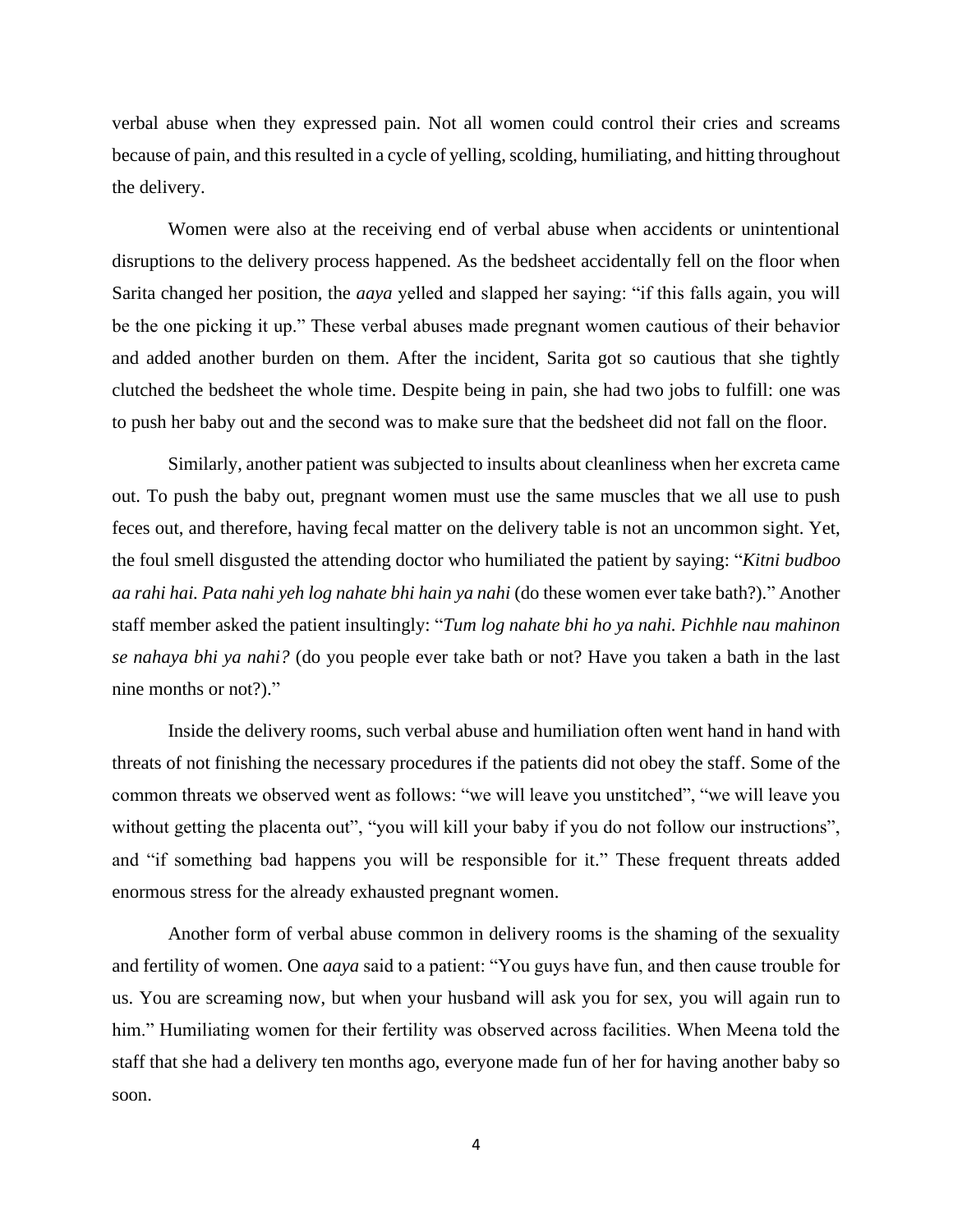verbal abuse when they expressed pain. Not all women could control their cries and screams because of pain, and this resulted in a cycle of yelling, scolding, humiliating, and hitting throughout the delivery.

Women were also at the receiving end of verbal abuse when accidents or unintentional disruptions to the delivery process happened. As the bedsheet accidentally fell on the floor when Sarita changed her position, the *aaya* yelled and slapped her saying: "if this falls again, you will be the one picking it up." These verbal abuses made pregnant women cautious of their behavior and added another burden on them. After the incident, Sarita got so cautious that she tightly clutched the bedsheet the whole time. Despite being in pain, she had two jobs to fulfill: one was to push her baby out and the second was to make sure that the bedsheet did not fall on the floor.

Similarly, another patient was subjected to insults about cleanliness when her excreta came out. To push the baby out, pregnant women must use the same muscles that we all use to push feces out, and therefore, having fecal matter on the delivery table is not an uncommon sight. Yet, the foul smell disgusted the attending doctor who humiliated the patient by saying: "*Kitni budboo aa rahi hai. Pata nahi yeh log nahate bhi hain ya nahi* (do these women ever take bath?)." Another staff member asked the patient insultingly: "*Tum log nahate bhi ho ya nahi. Pichhle nau mahinon se nahaya bhi ya nahi?* (do you people ever take bath or not? Have you taken a bath in the last nine months or not?)."

Inside the delivery rooms, such verbal abuse and humiliation often went hand in hand with threats of not finishing the necessary procedures if the patients did not obey the staff. Some of the common threats we observed went as follows: "we will leave you unstitched", "we will leave you without getting the placenta out", "you will kill your baby if you do not follow our instructions", and "if something bad happens you will be responsible for it." These frequent threats added enormous stress for the already exhausted pregnant women.

Another form of verbal abuse common in delivery rooms is the shaming of the sexuality and fertility of women. One *aaya* said to a patient: "You guys have fun, and then cause trouble for us. You are screaming now, but when your husband will ask you for sex, you will again run to him." Humiliating women for their fertility was observed across facilities. When Meena told the staff that she had a delivery ten months ago, everyone made fun of her for having another baby so soon.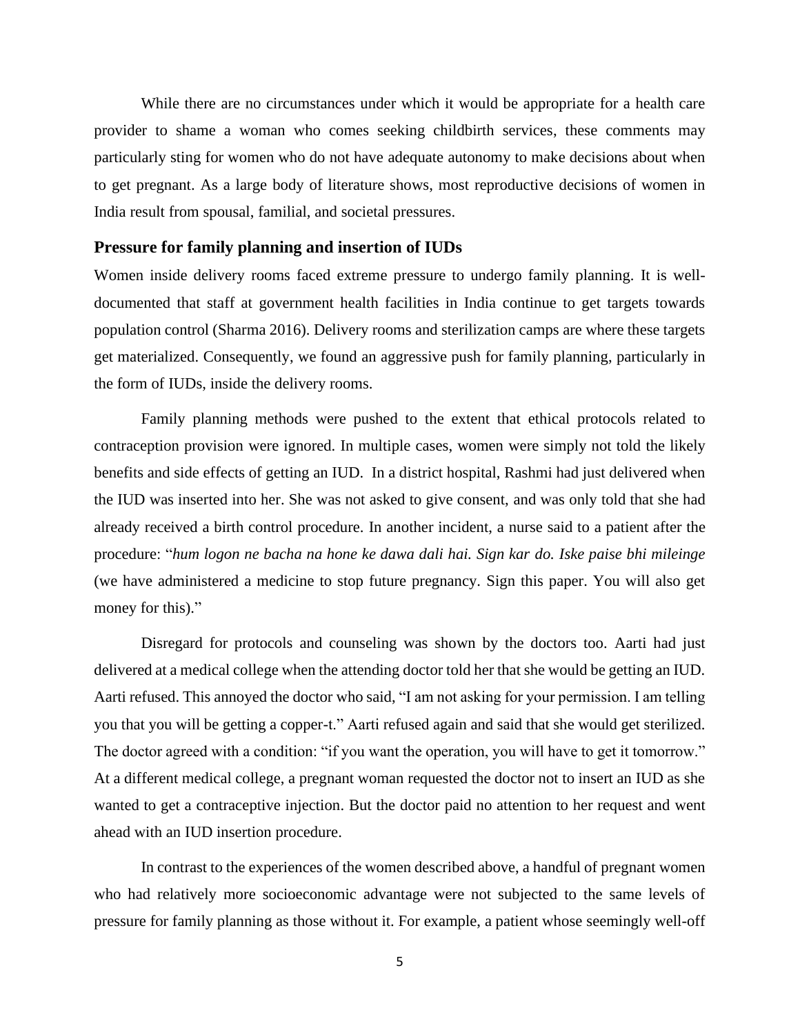While there are no circumstances under which it would be appropriate for a health care provider to shame a woman who comes seeking childbirth services, these comments may particularly sting for women who do not have adequate autonomy to make decisions about when to get pregnant. As a large body of literature shows, most reproductive decisions of women in India result from spousal, familial, and societal pressures.

### Pressure for family planning and insertion of IUDs

Women inside delivery rooms faced extreme pressure to undergo family planning. It is well-documented that staff at government health facilities in India continue to get targets towards population control (Sharma 2016). Delivery rooms and sterilization camps are where these targets get materialized. Consequently, we found an aggressive push for family planning, particularly in the form of IUDs, inside the delivery rooms.

Family planning methods were pushed to the extent that ethical protocols related to contraception provision were ignored. In multiple cases, women were simply not told the likely benefits and side effects of getting an IUD. In a district hospital, Rashmi had just delivered when the IUD was inserted into her. She was not asked to give consent, and was only told that she had already received a birth control procedure. In another incident, a nurse said to a patient after the procedure: "*hum logon ne bacha na hone ke dawa dali hai. Sign kar do. Iske paise bhi mileinge* (we have administered a medicine to stop future pregnancy. Sign this paper. You will also get money for this)."

Disregard for protocols and counseling was shown by the doctors too. Aarti had just delivered at a medical college when the attending doctor told her that she would be getting an IUD. Aarti refused. This annoyed the doctor who said, "I am not asking for your permission. I am telling you that you will be getting a copper-t." Aarti refused again and said that she would get sterilized. The doctor agreed with a condition: "if you want the operation, you will have to get it tomorrow." At a different medical college, a pregnant woman requested the doctor not to insert an IUD as she wanted to get a contraceptive injection. But the doctor paid no attention to her request and went ahead with an IUD insertion procedure.

In contrast to the experiences of the women described above, a handful of pregnant women who had relatively more socioeconomic advantage were not subjected to the same levels of pressure for family planning as those without it. For example, a patient whose seemingly well-off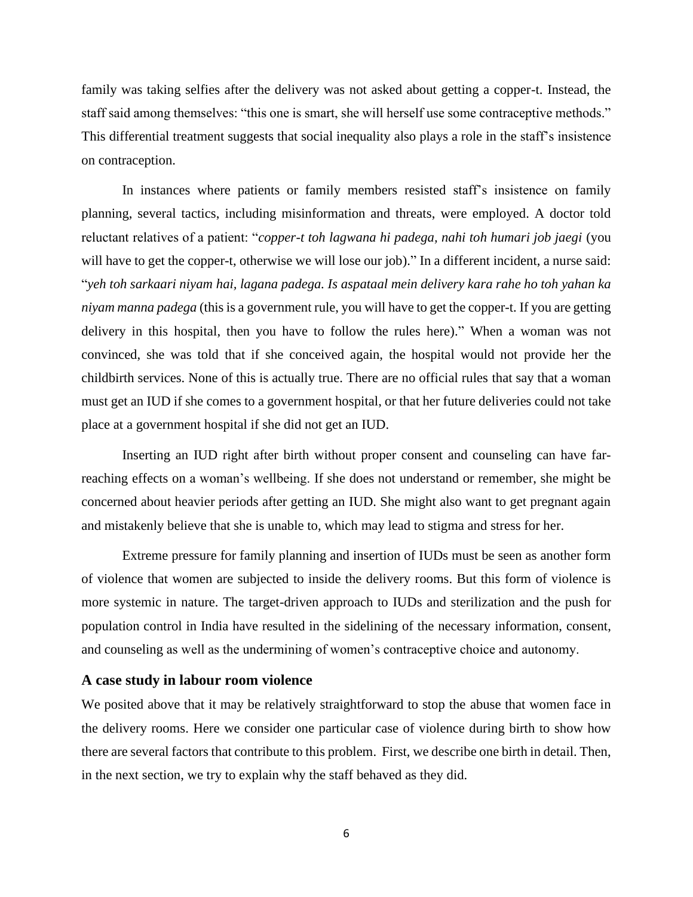family was taking selfies after the delivery was not asked about getting a copper-t. Instead, the staff said among themselves: "this one is smart, she will herself use some contraceptive methods." This differential treatment suggests that social inequality also plays a role in the staff's insistence on contraception.

In instances where patients or family members resisted staff's insistence on family planning, several tactics, including misinformation and threats, were employed. A doctor told reluctant relatives of a patient: "*copper-t toh lagwana hi padega, nahi toh humari job jaegi* (you will have to get the copper-t, otherwise we will lose our job)." In a different incident, a nurse said: "*yeh toh sarkaari niyam hai, lagana padega. Is aspataal mein delivery kara rahe ho toh yahan ka niyam manna padega* (this is a government rule, you will have to get the copper-t. If you are getting delivery in this hospital, then you have to follow the rules here)." When a woman was not convinced, she was told that if she conceived again, the hospital would not provide her the childbirth services. None of this is actually true. There are no official rules that say that a woman must get an IUD if she comes to a government hospital, or that her future deliveries could not take place at a government hospital if she did not get an IUD.

Inserting an IUD right after birth without proper consent and counseling can have far-reaching effects on a woman's wellbeing. If she does not understand or remember, she might be concerned about heavier periods after getting an IUD. She might also want to get pregnant again and mistakenly believe that she is unable to, which may lead to stigma and stress for her.

Extreme pressure for family planning and insertion of IUDs must be seen as another form of violence that women are subjected to inside the delivery rooms. But this form of violence is more systemic in nature. The target-driven approach to IUDs and sterilization and the push for population control in India have resulted in the sidelining of the necessary information, consent, and counseling as well as the undermining of women's contraceptive choice and autonomy.

### A case study in labour room violence

We posited above that it may be relatively straightforward to stop the abuse that women face in the delivery rooms. Here we consider one particular case of violence during birth to show how there are several factors that contribute to this problem. First, we describe one birth in detail. Then, in the next section, we try to explain why the staff behaved as they did.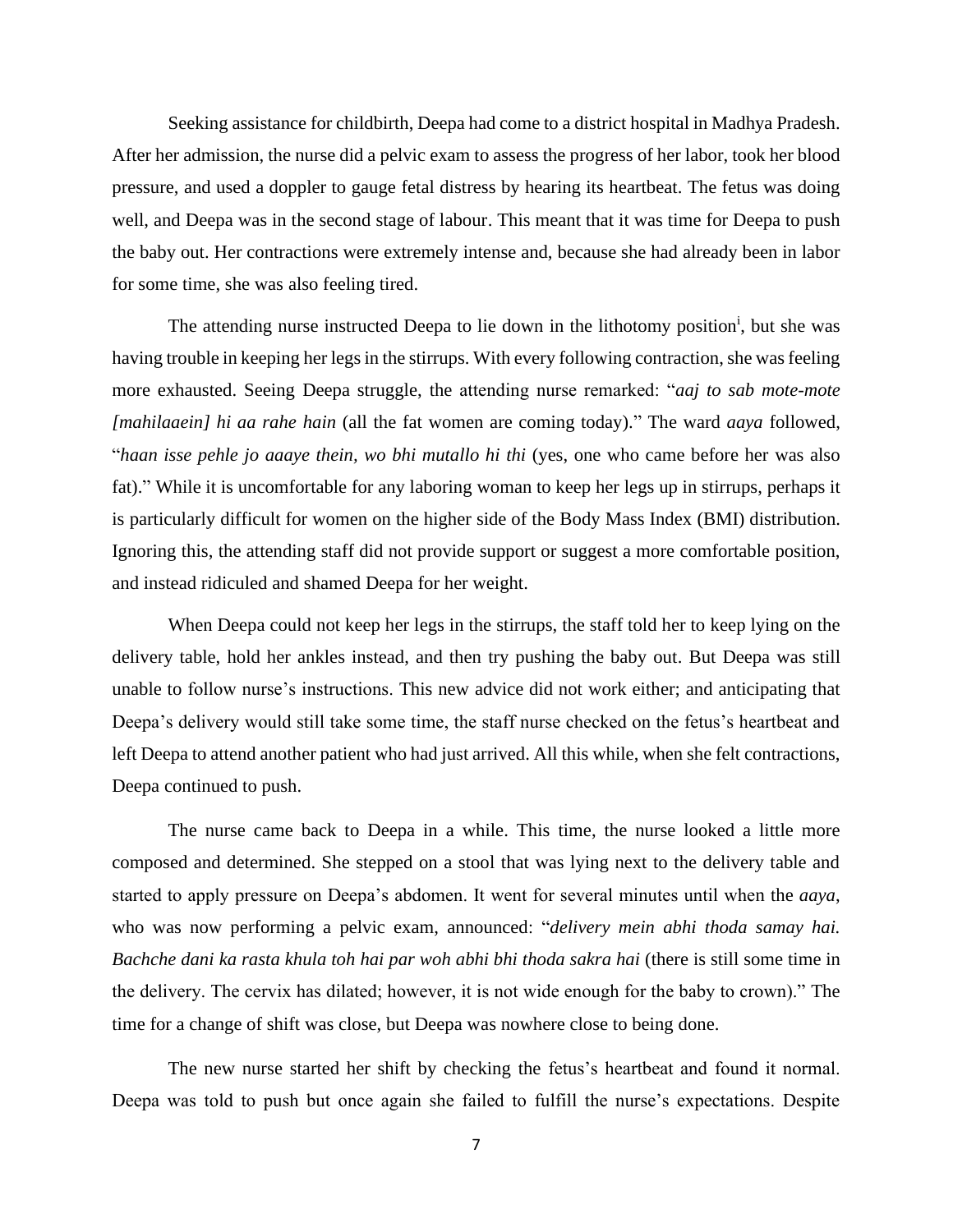Seeking assistance for childbirth, Deepa had come to a district hospital in Madhya Pradesh. After her admission, the nurse did a pelvic exam to assess the progress of her labor, took her blood pressure, and used a doppler to gauge fetal distress by hearing its heartbeat. The fetus was doing well, and Deepa was in the second stage of labour. This meant that it was time for Deepa to push the baby out. Her contractions were extremely intense and, because she had already been in labor for some time, she was also feeling tired.

The attending nurse instructed Deepa to lie down in the lithotomy position[i], but she was having trouble in keeping her legs in the stirrups. With every following contraction, she was feeling more exhausted. Seeing Deepa struggle, the attending nurse remarked: "*aaj to sab mote-mote [mahilaaein] hi aa rahe hain* (all the fat women are coming today)." The ward *aaya* followed, "*haan isse pehle jo aaaye thein, wo bhi mutallo hi thi* (yes, one who came before her was also fat)." While it is uncomfortable for any laboring woman to keep her legs up in stirrups, perhaps it is particularly difficult for women on the higher side of the Body Mass Index (BMI) distribution. Ignoring this, the attending staff did not provide support or suggest a more comfortable position, and instead ridiculed and shamed Deepa for her weight.

When Deepa could not keep her legs in the stirrups, the staff told her to keep lying on the delivery table, hold her ankles instead, and then try pushing the baby out. But Deepa was still unable to follow nurse's instructions. This new advice did not work either; and anticipating that Deepa's delivery would still take some time, the staff nurse checked on the fetus's heartbeat and left Deepa to attend another patient who had just arrived. All this while, when she felt contractions, Deepa continued to push.

The nurse came back to Deepa in a while. This time, the nurse looked a little more composed and determined. She stepped on a stool that was lying next to the delivery table and started to apply pressure on Deepa's abdomen. It went for several minutes until when the *aaya*, who was now performing a pelvic exam, announced: "*delivery mein abhi thoda samay hai. Bachche dani ka rasta khula toh hai par woh abhi bhi thoda sakra hai* (there is still some time in the delivery. The cervix has dilated; however, it is not wide enough for the baby to crown)." The time for a change of shift was close, but Deepa was nowhere close to being done.

The new nurse started her shift by checking the fetus's heartbeat and found it normal. Deepa was told to push but once again she failed to fulfill the nurse's expectations. Despite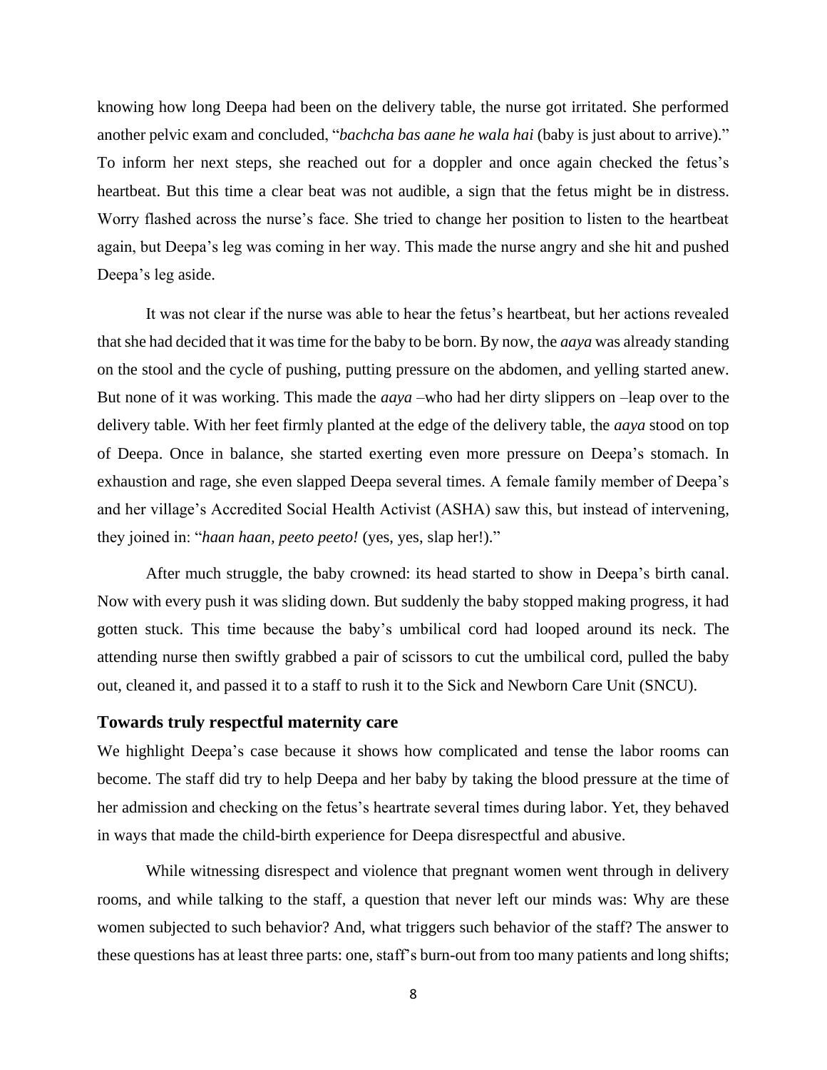knowing how long Deepa had been on the delivery table, the nurse got irritated. She performed another pelvic exam and concluded, "*bachcha bas aane he wala hai* (baby is just about to arrive)." To inform her next steps, she reached out for a doppler and once again checked the fetus's heartbeat. But this time a clear beat was not audible, a sign that the fetus might be in distress. Worry flashed across the nurse's face. She tried to change her position to listen to the heartbeat again, but Deepa's leg was coming in her way. This made the nurse angry and she hit and pushed Deepa's leg aside.

It was not clear if the nurse was able to hear the fetus's heartbeat, but her actions revealed that she had decided that it was time for the baby to be born. By now, the *aaya* was already standing on the stool and the cycle of pushing, putting pressure on the abdomen, and yelling started anew. But none of it was working. This made the *aaya* –who had her dirty slippers on –leap over to the delivery table. With her feet firmly planted at the edge of the delivery table, the *aaya* stood on top of Deepa. Once in balance, she started exerting even more pressure on Deepa's stomach. In exhaustion and rage, she even slapped Deepa several times. A female family member of Deepa's and her village's Accredited Social Health Activist (ASHA) saw this, but instead of intervening, they joined in: "*haan haan, peeto peeto!* (yes, yes, slap her!)."

After much struggle, the baby crowned: its head started to show in Deepa's birth canal. Now with every push it was sliding down. But suddenly the baby stopped making progress, it had gotten stuck. This time because the baby's umbilical cord had looped around its neck. The attending nurse then swiftly grabbed a pair of scissors to cut the umbilical cord, pulled the baby out, cleaned it, and passed it to a staff to rush it to the Sick and Newborn Care Unit (SNCU).

## Towards truly respectful maternity care

We highlight Deepa's case because it shows how complicated and tense the labor rooms can become. The staff did try to help Deepa and her baby by taking the blood pressure at the time of her admission and checking on the fetus's heartrate several times during labor. Yet, they behaved in ways that made the child-birth experience for Deepa disrespectful and abusive.

While witnessing disrespect and violence that pregnant women went through in delivery rooms, and while talking to the staff, a question that never left our minds was: Why are these women subjected to such behavior? And, what triggers such behavior of the staff? The answer to these questions has at least three parts: one, staff's burn-out from too many patients and long shifts;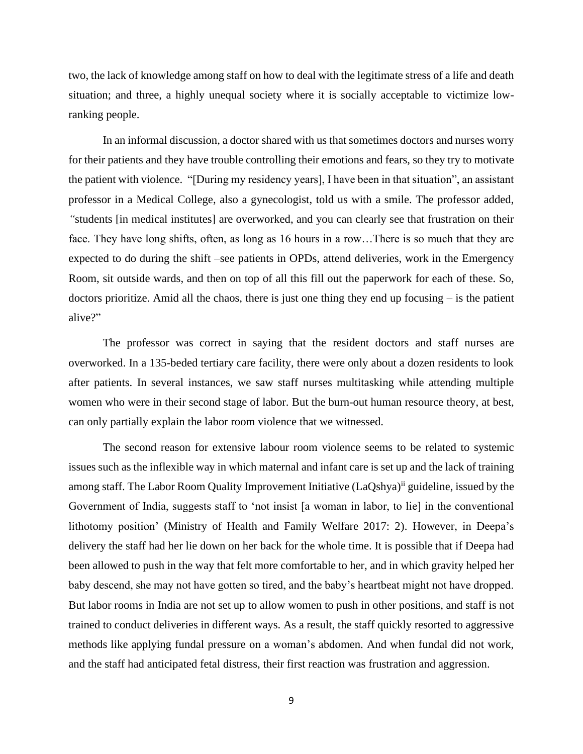two, the lack of knowledge among staff on how to deal with the legitimate stress of a life and death situation; and three, a highly unequal society where it is socially acceptable to victimize low-ranking people.

In an informal discussion, a doctor shared with us that sometimes doctors and nurses worry for their patients and they have trouble controlling their emotions and fears, so they try to motivate the patient with violence. "[During my residency years], I have been in that situation", an assistant professor in a Medical College, also a gynecologist, told us with a smile. The professor added, "students [in medical institutes] are overworked, and you can clearly see that frustration on their face. They have long shifts, often, as long as 16 hours in a row…There is so much that they are expected to do during the shift –see patients in OPDs, attend deliveries, work in the Emergency Room, sit outside wards, and then on top of all this fill out the paperwork for each of these. So, doctors prioritize. Amid all the chaos, there is just one thing they end up focusing – is the patient alive?"

The professor was correct in saying that the resident doctors and staff nurses are overworked. In a 135-beded tertiary care facility, there were only about a dozen residents to look after patients. In several instances, we saw staff nurses multitasking while attending multiple women who were in their second stage of labor. But the burn-out human resource theory, at best, can only partially explain the labor room violence that we witnessed.

The second reason for extensive labour room violence seems to be related to systemic issues such as the inflexible way in which maternal and infant care is set up and the lack of training among staff. The Labor Room Quality Improvement Initiative (LaQshya)[ii] guideline, issued by the Government of India, suggests staff to 'not insist [a woman in labor, to lie] in the conventional lithotomy position' (Ministry of Health and Family Welfare 2017: 2). However, in Deepa's delivery the staff had her lie down on her back for the whole time. It is possible that if Deepa had been allowed to push in the way that felt more comfortable to her, and in which gravity helped her baby descend, she may not have gotten so tired, and the baby's heartbeat might not have dropped. But labor rooms in India are not set up to allow women to push in other positions, and staff is not trained to conduct deliveries in different ways. As a result, the staff quickly resorted to aggressive methods like applying fundal pressure on a woman's abdomen. And when fundal did not work, and the staff had anticipated fetal distress, their first reaction was frustration and aggression.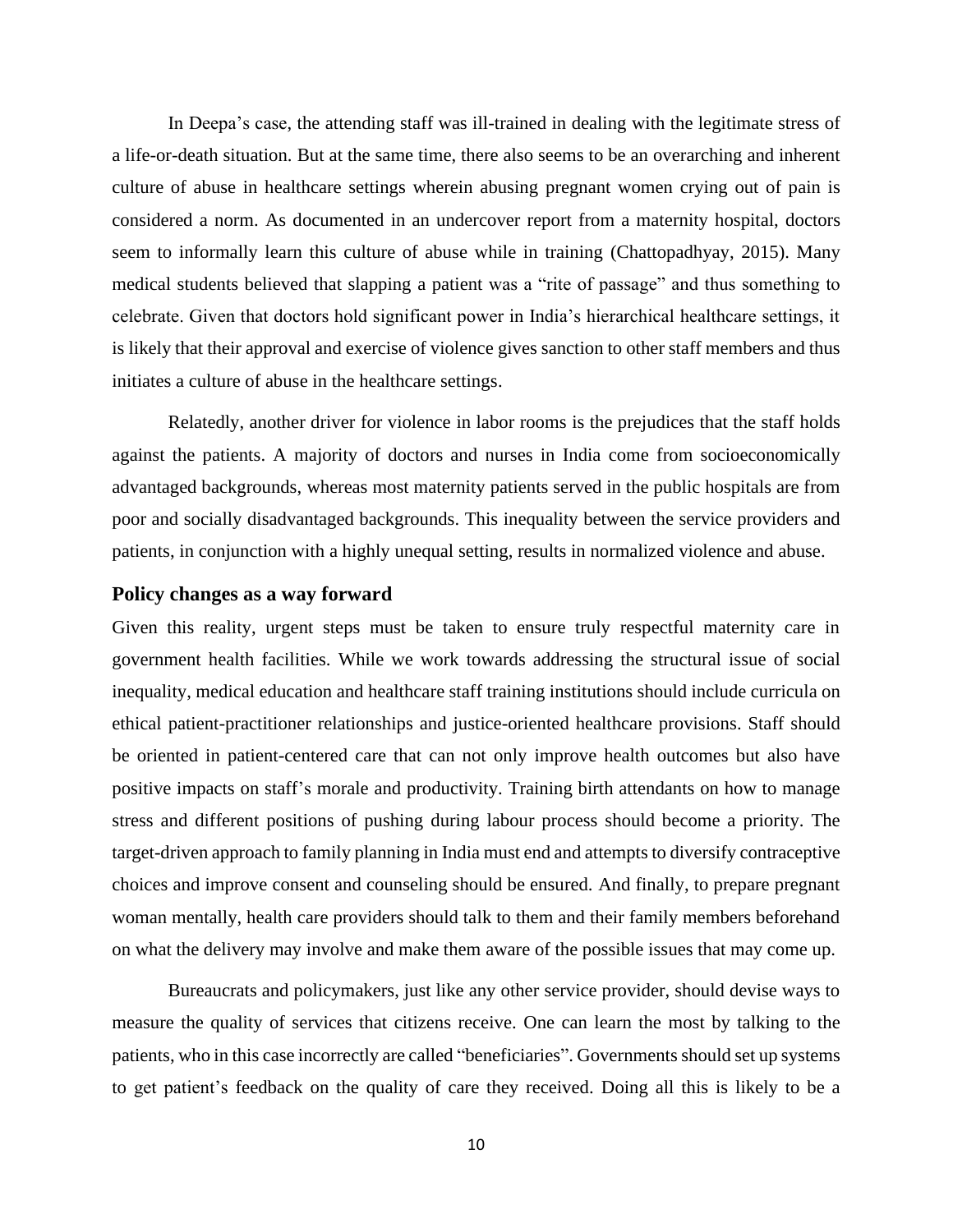In Deepa's case, the attending staff was ill-trained in dealing with the legitimate stress of a life-or-death situation. But at the same time, there also seems to be an overarching and inherent culture of abuse in healthcare settings wherein abusing pregnant women crying out of pain is considered a norm. As documented in an undercover report from a maternity hospital, doctors seem to informally learn this culture of abuse while in training (Chattopadhyay, 2015). Many medical students believed that slapping a patient was a "rite of passage" and thus something to celebrate. Given that doctors hold significant power in India's hierarchical healthcare settings, it is likely that their approval and exercise of violence gives sanction to other staff members and thus initiates a culture of abuse in the healthcare settings.

Relatedly, another driver for violence in labor rooms is the prejudices that the staff holds against the patients. A majority of doctors and nurses in India come from socioeconomically advantaged backgrounds, whereas most maternity patients served in the public hospitals are from poor and socially disadvantaged backgrounds. This inequality between the service providers and patients, in conjunction with a highly unequal setting, results in normalized violence and abuse.

## Policy changes as a way forward

Given this reality, urgent steps must be taken to ensure truly respectful maternity care in government health facilities. While we work towards addressing the structural issue of social inequality, medical education and healthcare staff training institutions should include curricula on ethical patient-practitioner relationships and justice-oriented healthcare provisions. Staff should be oriented in patient-centered care that can not only improve health outcomes but also have positive impacts on staff's morale and productivity. Training birth attendants on how to manage stress and different positions of pushing during labour process should become a priority. The target-driven approach to family planning in India must end and attempts to diversify contraceptive choices and improve consent and counseling should be ensured. And finally, to prepare pregnant woman mentally, health care providers should talk to them and their family members beforehand on what the delivery may involve and make them aware of the possible issues that may come up.

Bureaucrats and policymakers, just like any other service provider, should devise ways to measure the quality of services that citizens receive. One can learn the most by talking to the patients, who in this case incorrectly are called "beneficiaries". Governments should set up systems to get patient's feedback on the quality of care they received. Doing all this is likely to be a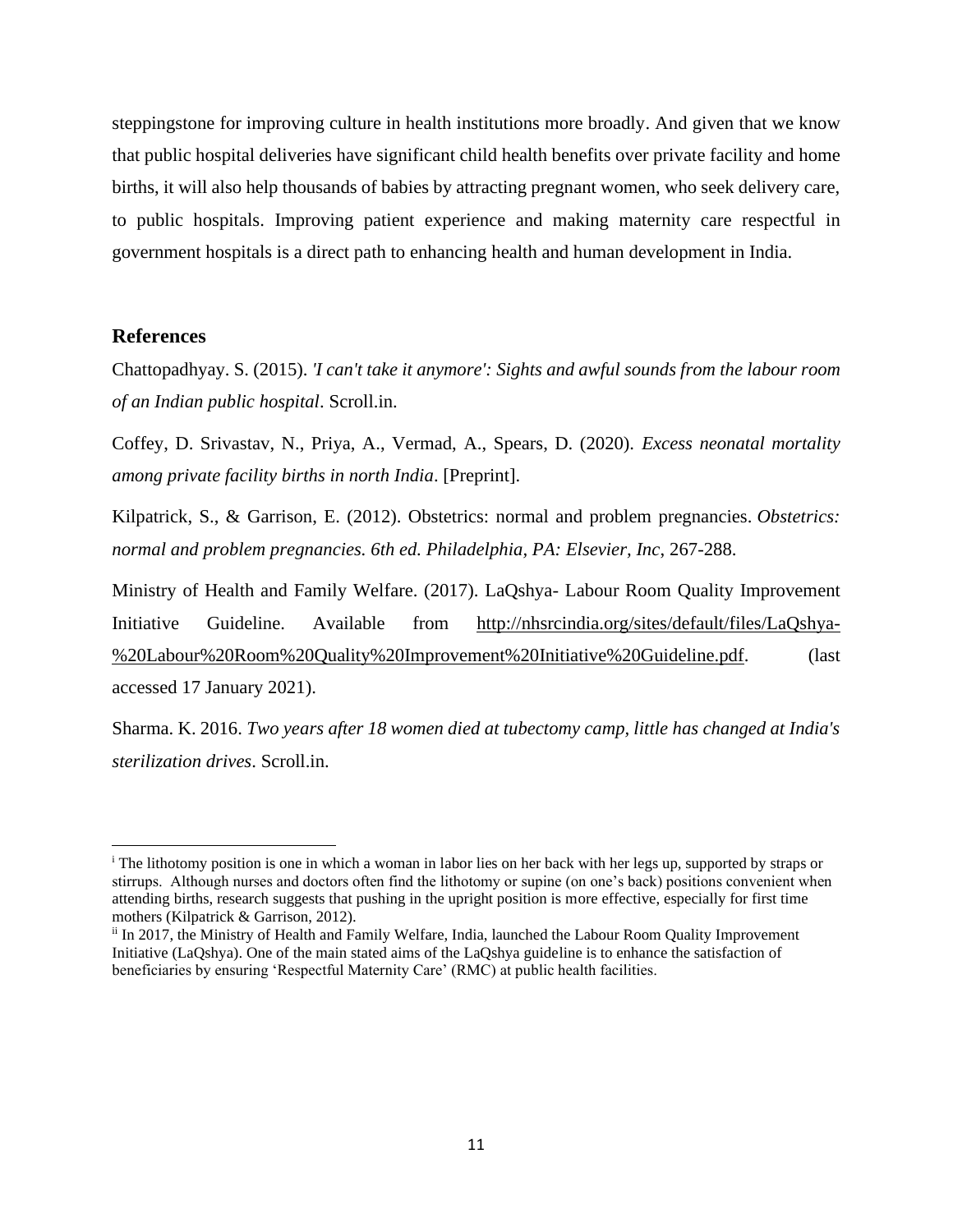steppingstone for improving culture in health institutions more broadly. And given that we know that public hospital deliveries have significant child health benefits over private facility and home births, it will also help thousands of babies by attracting pregnant women, who seek delivery care, to public hospitals. Improving patient experience and making maternity care respectful in government hospitals is a direct path to enhancing health and human development in India.

## References

Chattopadhyay. S. (2015). *'I can't take it anymore': Sights and awful sounds from the labour room of an Indian public hospital*. Scroll.in.

Coffey, D. Srivastav, N., Priya, A., Vermad, A., Spears, D. (2020). *Excess neonatal mortality among private facility births in north India*. [Preprint].

Kilpatrick, S., & Garrison, E. (2012). Obstetrics: normal and problem pregnancies. *Obstetrics: normal and problem pregnancies. 6th ed. Philadelphia, PA: Elsevier, Inc*, 267-288.

Ministry of Health and Family Welfare. (2017). LaQshya- Labour Room Quality Improvement Initiative Guideline. Available from http://nhsrcindia.org/sites/default/files/LaQshya-%20Labour%20Room%20Quality%20Improvement%20Initiative%20Guideline.pdf. (last accessed 17 January 2021).

Sharma. K. 2016. *Two years after 18 women died at tubectomy camp, little has changed at India's sterilization drives*. Scroll.in.

---

[i] The lithotomy position is one in which a woman in labor lies on her back with her legs up, supported by straps or stirrups. Although nurses and doctors often find the lithotomy or supine (on one's back) positions convenient when attending births, research suggests that pushing in the upright position is more effective, especially for first time mothers (Kilpatrick & Garrison, 2012).

[ii] In 2017, the Ministry of Health and Family Welfare, India, launched the Labour Room Quality Improvement Initiative (LaQshya). One of the main stated aims of the LaQshya guideline is to enhance the satisfaction of beneficiaries by ensuring 'Respectful Maternity Care' (RMC) at public health facilities.